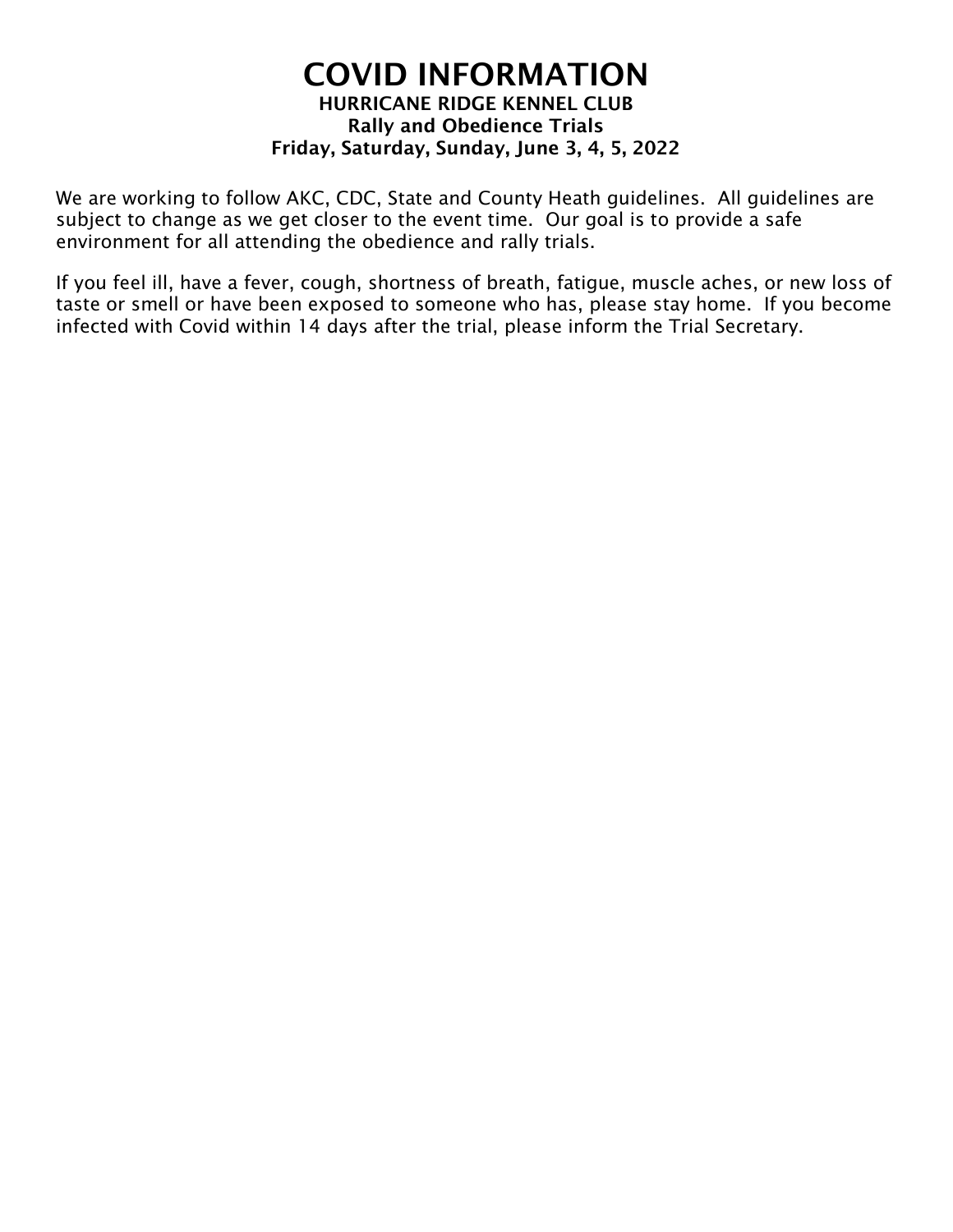# COVID INFORMATION

**HURRICANE RIDGE KENNEL CLUB**
**Rally and Obedience Trials**
**Friday, Saturday, Sunday, June 3, 4, 5, 2022**

We are working to follow AKC, CDC, State and County Heath guidelines. All guidelines are subject to change as we get closer to the event time. Our goal is to provide a safe environment for all attending the obedience and rally trials.

If you feel ill, have a fever, cough, shortness of breath, fatigue, muscle aches, or new loss of taste or smell or have been exposed to someone who has, please stay home. If you become infected with Covid within 14 days after the trial, please inform the Trial Secretary.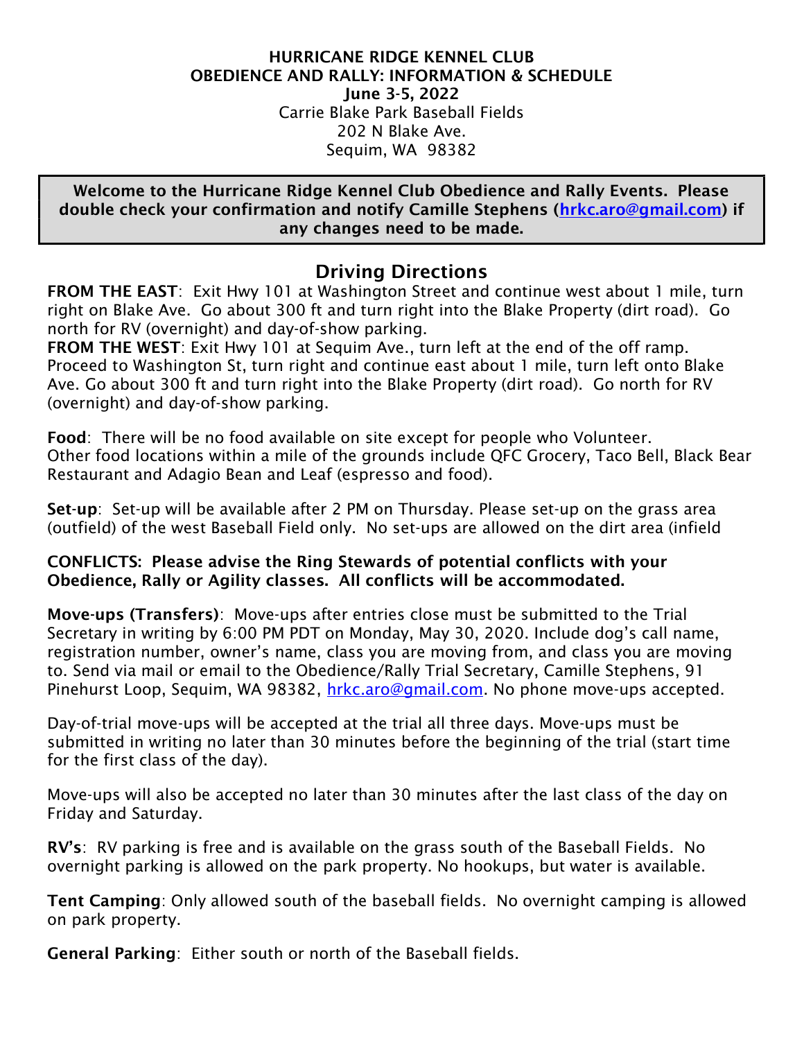**HURRICANE RIDGE KENNEL CLUB**
**OBEDIENCE AND RALLY: INFORMATION & SCHEDULE**
**June 3-5, 2022**
Carrie Blake Park Baseball Fields
202 N Blake Ave.
Sequim, WA 98382

**Welcome to the Hurricane Ridge Kennel Club Obedience and Rally Events. Please double check your confirmation and notify Camille Stephens (hrkc.aro@gmail.com) if any changes need to be made.**

## Driving Directions

**FROM THE EAST**: Exit Hwy 101 at Washington Street and continue west about 1 mile, turn right on Blake Ave. Go about 300 ft and turn right into the Blake Property (dirt road). Go north for RV (overnight) and day-of-show parking.
**FROM THE WEST**: Exit Hwy 101 at Sequim Ave., turn left at the end of the off ramp. Proceed to Washington St, turn right and continue east about 1 mile, turn left onto Blake Ave. Go about 300 ft and turn right into the Blake Property (dirt road). Go north for RV (overnight) and day-of-show parking.

**Food**: There will be no food available on site except for people who Volunteer. Other food locations within a mile of the grounds include QFC Grocery, Taco Bell, Black Bear Restaurant and Adagio Bean and Leaf (espresso and food).

**Set-up**: Set-up will be available after 2 PM on Thursday. Please set-up on the grass area (outfield) of the west Baseball Field only. No set-ups are allowed on the dirt area (infield

**CONFLICTS: Please advise the Ring Stewards of potential conflicts with your Obedience, Rally or Agility classes. All conflicts will be accommodated.**

**Move-ups (Transfers)**: Move-ups after entries close must be submitted to the Trial Secretary in writing by 6:00 PM PDT on Monday, May 30, 2020. Include dog's call name, registration number, owner's name, class you are moving from, and class you are moving to. Send via mail or email to the Obedience/Rally Trial Secretary, Camille Stephens, 91 Pinehurst Loop, Sequim, WA 98382, hrkc.aro@gmail.com. No phone move-ups accepted.

Day-of-trial move-ups will be accepted at the trial all three days. Move-ups must be submitted in writing no later than 30 minutes before the beginning of the trial (start time for the first class of the day).

Move-ups will also be accepted no later than 30 minutes after the last class of the day on Friday and Saturday.

**RV's**: RV parking is free and is available on the grass south of the Baseball Fields. No overnight parking is allowed on the park property. No hookups, but water is available.

**Tent Camping**: Only allowed south of the baseball fields. No overnight camping is allowed on park property.

**General Parking**: Either south or north of the Baseball fields.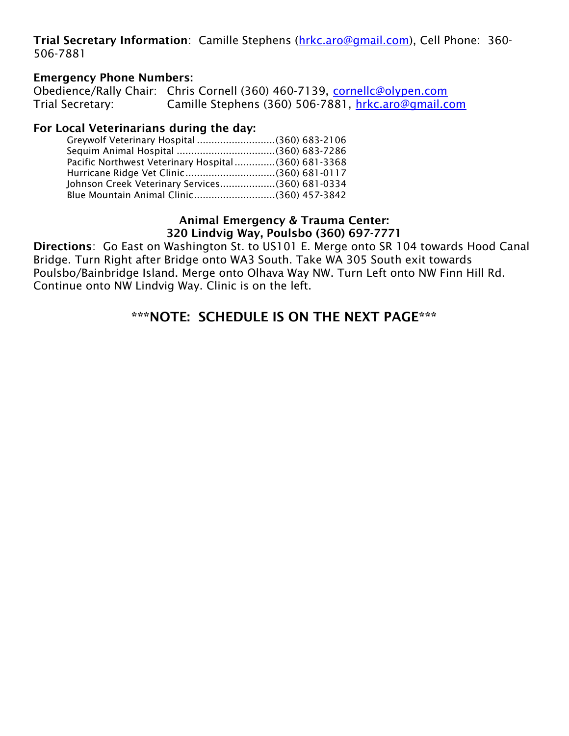**Trial Secretary Information**: Camille Stephens (hrkc.aro@gmail.com), Cell Phone: 360-506-7881

**Emergency Phone Numbers:**

Obedience/Rally Chair: Chris Cornell (360) 460-7139, cornellc@olypen.com
Trial Secretary: Camille Stephens (360) 506-7881, hrkc.aro@gmail.com

**For Local Veterinarians during the day:**

Greywolf Veterinary Hospital ..........................(360) 683-2106
Sequim Animal Hospital .................................(360) 683-7286
Pacific Northwest Veterinary Hospital .............(360) 681-3368
Hurricane Ridge Vet Clinic...............................(360) 681-0117
Johnson Creek Veterinary Services..................(360) 681-0334
Blue Mountain Animal Clinic...........................(360) 457-3842

**Animal Emergency & Trauma Center:**
**320 Lindvig Way, Poulsbo (360) 697-7771**

**Directions**: Go East on Washington St. to US101 E. Merge onto SR 104 towards Hood Canal Bridge. Turn Right after Bridge onto WA3 South. Take WA 305 South exit towards Poulsbo/Bainbridge Island. Merge onto Olhava Way NW. Turn Left onto NW Finn Hill Rd. Continue onto NW Lindvig Way. Clinic is on the left.

**\*\*\*NOTE: SCHEDULE IS ON THE NEXT PAGE\*\*\***